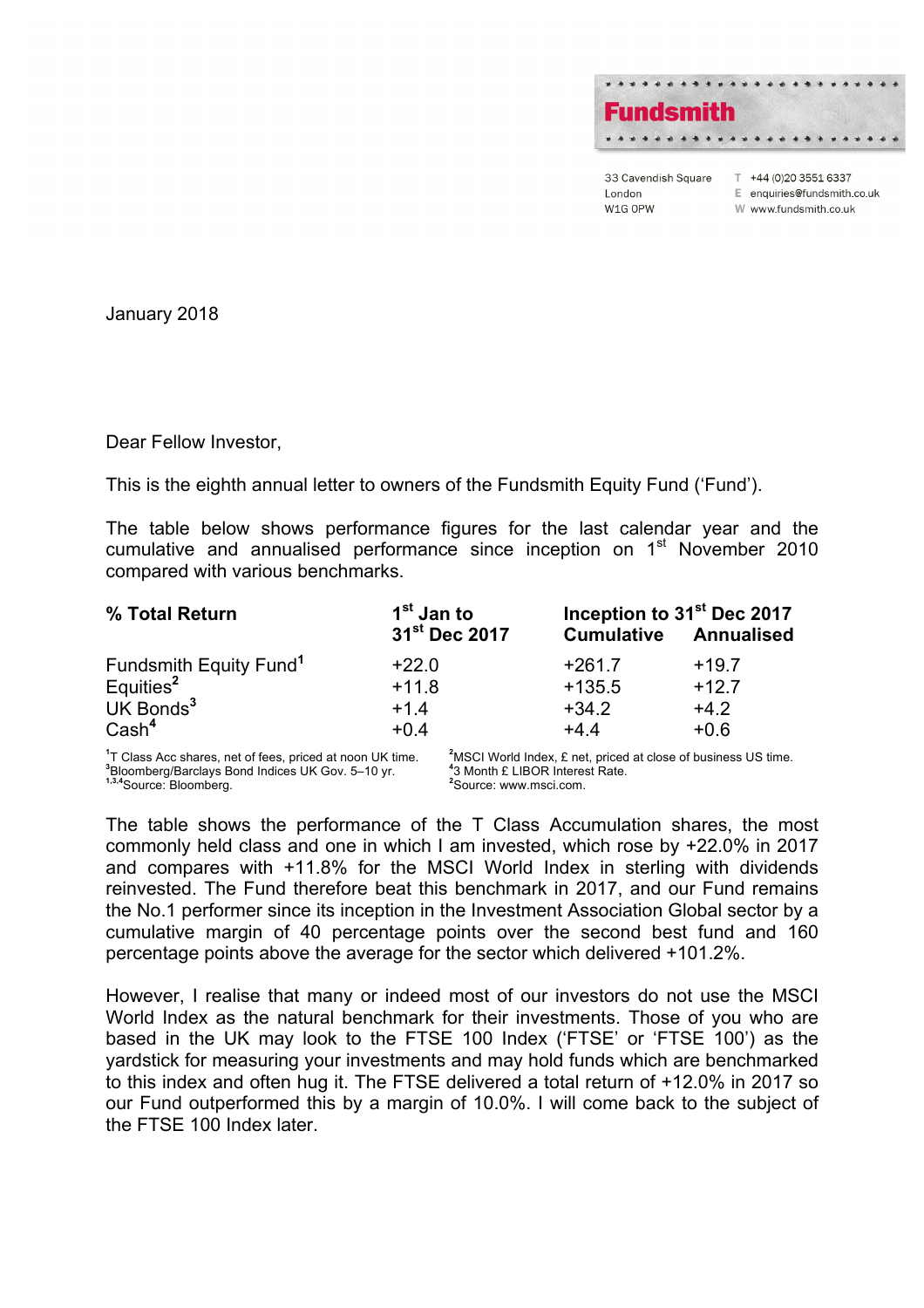Fundsmith

33 Cavendish Square
London
W1G 0PW

T +44 (0)20 3551 6337
E enquiries@fundsmith.co.uk
W www.fundsmith.co.uk

January 2018

Dear Fellow Investor,

This is the eighth annual letter to owners of the Fundsmith Equity Fund ('Fund').

The table below shows performance figures for the last calendar year and the cumulative and annualised performance since inception on 1st November 2010 compared with various benchmarks.

| % Total Return | 1st Jan to 31st Dec 2017 | Inception to 31st Dec 2017 Cumulative | Inception to 31st Dec 2017 Annualised |
|---|---|---|---|
| Fundsmith Equity Fund[1] | +22.0 | +261.7 | +19.7 |
| Equities[2] | +11.8 | +135.5 | +12.7 |
| UK Bonds[3] | +1.4 | +34.2 | +4.2 |
| Cash[4] | +0.4 | +4.4 | +0.6 |

[1]T Class Acc shares, net of fees, priced at noon UK time.
[2]MSCI World Index, £ net, priced at close of business US time.
[3]Bloomberg/Barclays Bond Indices UK Gov. 5–10 yr.
[4]3 Month £ LIBOR Interest Rate.
[1,3,4]Source: Bloomberg.
[2]Source: www.msci.com.

The table shows the performance of the T Class Accumulation shares, the most commonly held class and one in which I am invested, which rose by +22.0% in 2017 and compares with +11.8% for the MSCI World Index in sterling with dividends reinvested. The Fund therefore beat this benchmark in 2017, and our Fund remains the No.1 performer since its inception in the Investment Association Global sector by a cumulative margin of 40 percentage points over the second best fund and 160 percentage points above the average for the sector which delivered +101.2%.

However, I realise that many or indeed most of our investors do not use the MSCI World Index as the natural benchmark for their investments. Those of you who are based in the UK may look to the FTSE 100 Index ('FTSE' or 'FTSE 100') as the yardstick for measuring your investments and may hold funds which are benchmarked to this index and often hug it. The FTSE delivered a total return of +12.0% in 2017 so our Fund outperformed this by a margin of 10.0%. I will come back to the subject of the FTSE 100 Index later.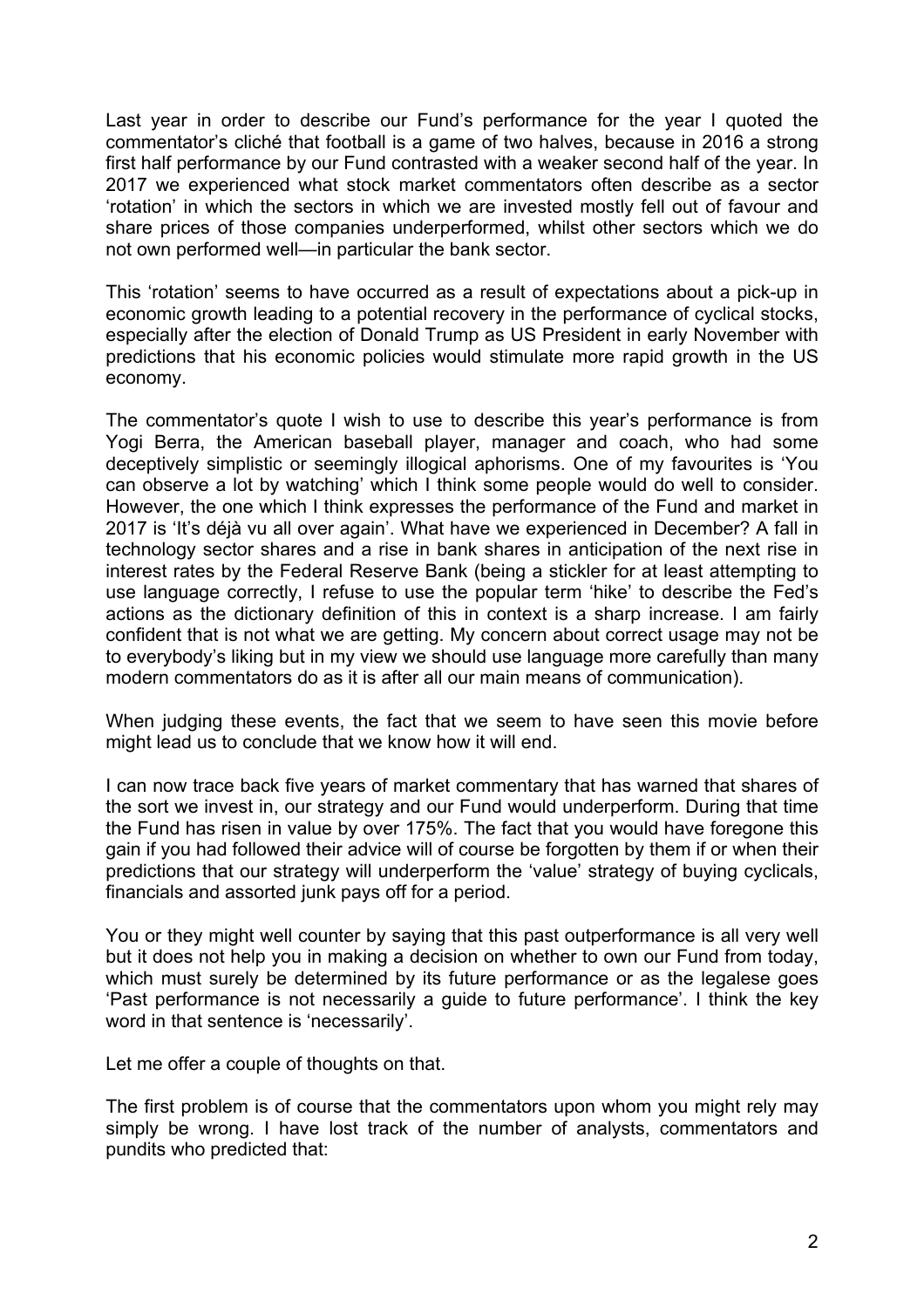Last year in order to describe our Fund's performance for the year I quoted the commentator's cliché that football is a game of two halves, because in 2016 a strong first half performance by our Fund contrasted with a weaker second half of the year. In 2017 we experienced what stock market commentators often describe as a sector 'rotation' in which the sectors in which we are invested mostly fell out of favour and share prices of those companies underperformed, whilst other sectors which we do not own performed well—in particular the bank sector.

This 'rotation' seems to have occurred as a result of expectations about a pick-up in economic growth leading to a potential recovery in the performance of cyclical stocks, especially after the election of Donald Trump as US President in early November with predictions that his economic policies would stimulate more rapid growth in the US economy.

The commentator's quote I wish to use to describe this year's performance is from Yogi Berra, the American baseball player, manager and coach, who had some deceptively simplistic or seemingly illogical aphorisms. One of my favourites is 'You can observe a lot by watching' which I think some people would do well to consider. However, the one which I think expresses the performance of the Fund and market in 2017 is 'It's déjà vu all over again'. What have we experienced in December? A fall in technology sector shares and a rise in bank shares in anticipation of the next rise in interest rates by the Federal Reserve Bank (being a stickler for at least attempting to use language correctly, I refuse to use the popular term 'hike' to describe the Fed's actions as the dictionary definition of this in context is a sharp increase. I am fairly confident that is not what we are getting. My concern about correct usage may not be to everybody's liking but in my view we should use language more carefully than many modern commentators do as it is after all our main means of communication).

When judging these events, the fact that we seem to have seen this movie before might lead us to conclude that we know how it will end.

I can now trace back five years of market commentary that has warned that shares of the sort we invest in, our strategy and our Fund would underperform. During that time the Fund has risen in value by over 175%. The fact that you would have foregone this gain if you had followed their advice will of course be forgotten by them if or when their predictions that our strategy will underperform the 'value' strategy of buying cyclicals, financials and assorted junk pays off for a period.

You or they might well counter by saying that this past outperformance is all very well but it does not help you in making a decision on whether to own our Fund from today, which must surely be determined by its future performance or as the legalese goes 'Past performance is not necessarily a guide to future performance'. I think the key word in that sentence is 'necessarily'.

Let me offer a couple of thoughts on that.

The first problem is of course that the commentators upon whom you might rely may simply be wrong. I have lost track of the number of analysts, commentators and pundits who predicted that: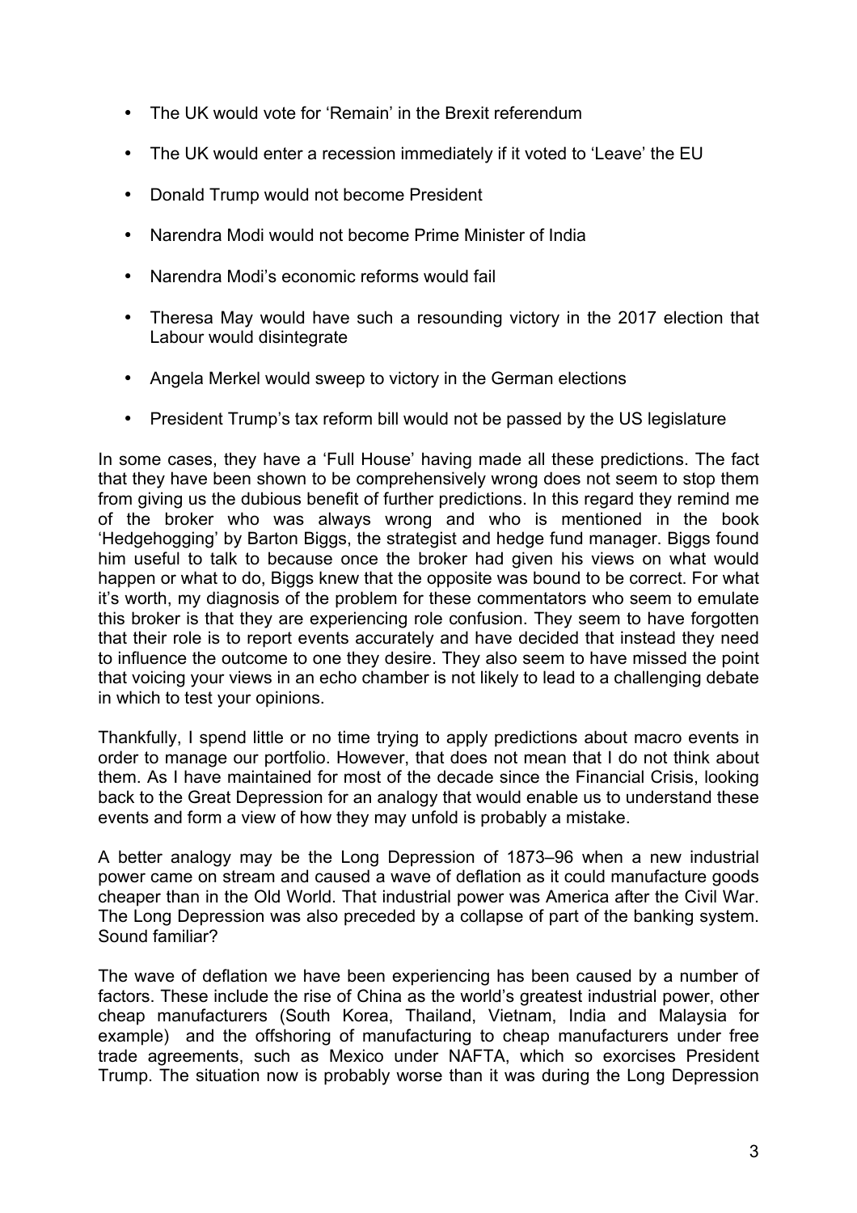- The UK would vote for 'Remain' in the Brexit referendum
- The UK would enter a recession immediately if it voted to 'Leave' the EU
- Donald Trump would not become President
- Narendra Modi would not become Prime Minister of India
- Narendra Modi's economic reforms would fail
- Theresa May would have such a resounding victory in the 2017 election that Labour would disintegrate
- Angela Merkel would sweep to victory in the German elections
- President Trump's tax reform bill would not be passed by the US legislature

In some cases, they have a 'Full House' having made all these predictions. The fact that they have been shown to be comprehensively wrong does not seem to stop them from giving us the dubious benefit of further predictions. In this regard they remind me of the broker who was always wrong and who is mentioned in the book 'Hedgehogging' by Barton Biggs, the strategist and hedge fund manager. Biggs found him useful to talk to because once the broker had given his views on what would happen or what to do, Biggs knew that the opposite was bound to be correct. For what it's worth, my diagnosis of the problem for these commentators who seem to emulate this broker is that they are experiencing role confusion. They seem to have forgotten that their role is to report events accurately and have decided that instead they need to influence the outcome to one they desire. They also seem to have missed the point that voicing your views in an echo chamber is not likely to lead to a challenging debate in which to test your opinions.

Thankfully, I spend little or no time trying to apply predictions about macro events in order to manage our portfolio. However, that does not mean that I do not think about them. As I have maintained for most of the decade since the Financial Crisis, looking back to the Great Depression for an analogy that would enable us to understand these events and form a view of how they may unfold is probably a mistake.

A better analogy may be the Long Depression of 1873–96 when a new industrial power came on stream and caused a wave of deflation as it could manufacture goods cheaper than in the Old World. That industrial power was America after the Civil War. The Long Depression was also preceded by a collapse of part of the banking system. Sound familiar?

The wave of deflation we have been experiencing has been caused by a number of factors. These include the rise of China as the world's greatest industrial power, other cheap manufacturers (South Korea, Thailand, Vietnam, India and Malaysia for example) and the offshoring of manufacturing to cheap manufacturers under free trade agreements, such as Mexico under NAFTA, which so exorcises President Trump. The situation now is probably worse than it was during the Long Depression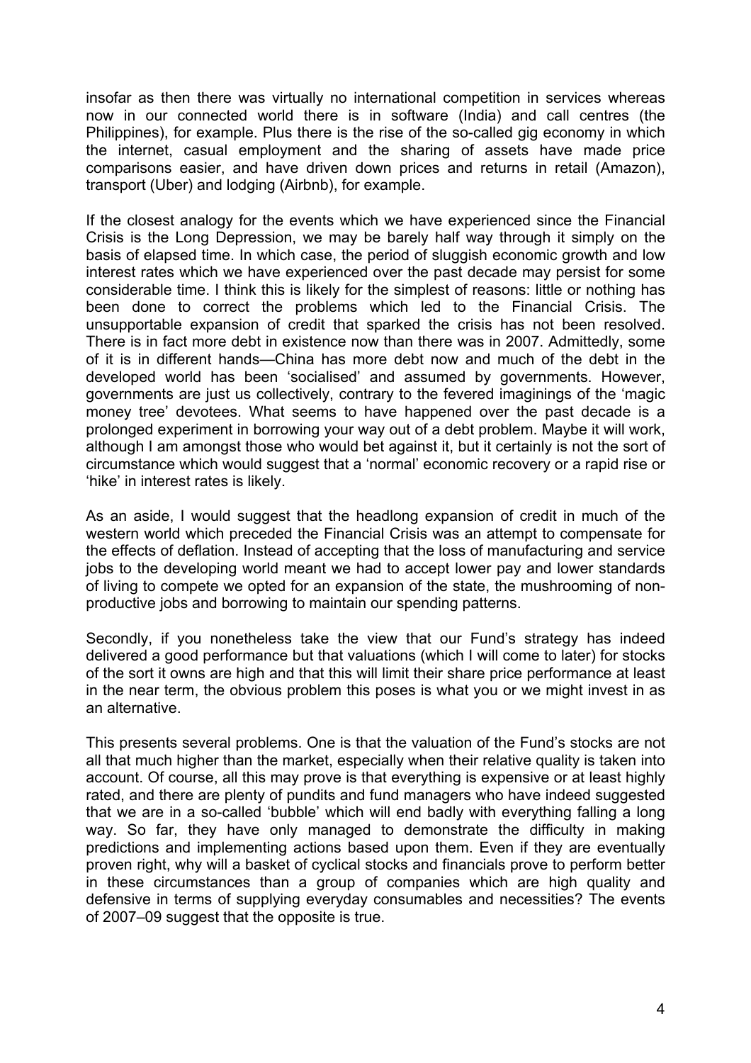insofar as then there was virtually no international competition in services whereas now in our connected world there is in software (India) and call centres (the Philippines), for example. Plus there is the rise of the so-called gig economy in which the internet, casual employment and the sharing of assets have made price comparisons easier, and have driven down prices and returns in retail (Amazon), transport (Uber) and lodging (Airbnb), for example.

If the closest analogy for the events which we have experienced since the Financial Crisis is the Long Depression, we may be barely half way through it simply on the basis of elapsed time. In which case, the period of sluggish economic growth and low interest rates which we have experienced over the past decade may persist for some considerable time. I think this is likely for the simplest of reasons: little or nothing has been done to correct the problems which led to the Financial Crisis. The unsupportable expansion of credit that sparked the crisis has not been resolved. There is in fact more debt in existence now than there was in 2007. Admittedly, some of it is in different hands—China has more debt now and much of the debt in the developed world has been 'socialised' and assumed by governments. However, governments are just us collectively, contrary to the fevered imaginings of the 'magic money tree' devotees. What seems to have happened over the past decade is a prolonged experiment in borrowing your way out of a debt problem. Maybe it will work, although I am amongst those who would bet against it, but it certainly is not the sort of circumstance which would suggest that a 'normal' economic recovery or a rapid rise or 'hike' in interest rates is likely.

As an aside, I would suggest that the headlong expansion of credit in much of the western world which preceded the Financial Crisis was an attempt to compensate for the effects of deflation. Instead of accepting that the loss of manufacturing and service jobs to the developing world meant we had to accept lower pay and lower standards of living to compete we opted for an expansion of the state, the mushrooming of non-productive jobs and borrowing to maintain our spending patterns.

Secondly, if you nonetheless take the view that our Fund's strategy has indeed delivered a good performance but that valuations (which I will come to later) for stocks of the sort it owns are high and that this will limit their share price performance at least in the near term, the obvious problem this poses is what you or we might invest in as an alternative.

This presents several problems. One is that the valuation of the Fund's stocks are not all that much higher than the market, especially when their relative quality is taken into account. Of course, all this may prove is that everything is expensive or at least highly rated, and there are plenty of pundits and fund managers who have indeed suggested that we are in a so-called 'bubble' which will end badly with everything falling a long way. So far, they have only managed to demonstrate the difficulty in making predictions and implementing actions based upon them. Even if they are eventually proven right, why will a basket of cyclical stocks and financials prove to perform better in these circumstances than a group of companies which are high quality and defensive in terms of supplying everyday consumables and necessities? The events of 2007–09 suggest that the opposite is true.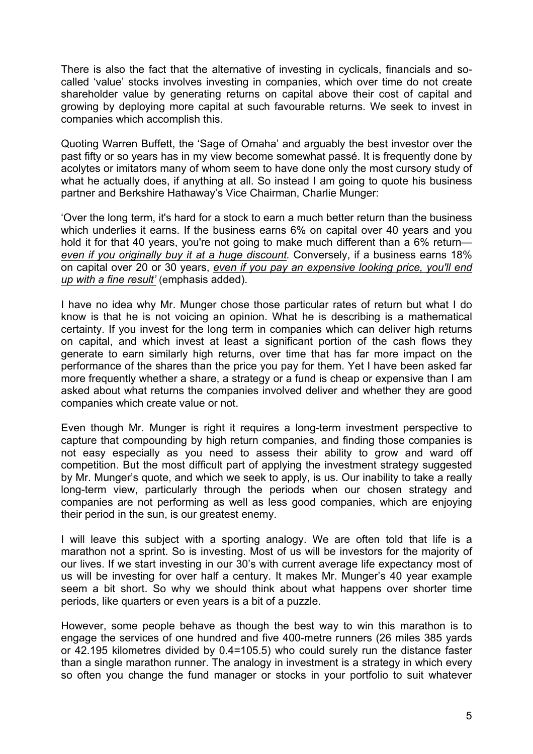There is also the fact that the alternative of investing in cyclicals, financials and so-called 'value' stocks involves investing in companies, which over time do not create shareholder value by generating returns on capital above their cost of capital and growing by deploying more capital at such favourable returns. We seek to invest in companies which accomplish this.

Quoting Warren Buffett, the 'Sage of Omaha' and arguably the best investor over the past fifty or so years has in my view become somewhat passé. It is frequently done by acolytes or imitators many of whom seem to have done only the most cursory study of what he actually does, if anything at all. So instead I am going to quote his business partner and Berkshire Hathaway's Vice Chairman, Charlie Munger:

'Over the long term, it's hard for a stock to earn a much better return than the business which underlies it earns. If the business earns 6% on capital over 40 years and you hold it for that 40 years, you're not going to make much different than a 6% return—*even if you originally buy it at a huge discount.* Conversely, if a business earns 18% on capital over 20 or 30 years, *even if you pay an expensive looking price, you'll end up with a fine result'* (emphasis added).

I have no idea why Mr. Munger chose those particular rates of return but what I do know is that he is not voicing an opinion. What he is describing is a mathematical certainty. If you invest for the long term in companies which can deliver high returns on capital, and which invest at least a significant portion of the cash flows they generate to earn similarly high returns, over time that has far more impact on the performance of the shares than the price you pay for them. Yet I have been asked far more frequently whether a share, a strategy or a fund is cheap or expensive than I am asked about what returns the companies involved deliver and whether they are good companies which create value or not.

Even though Mr. Munger is right it requires a long-term investment perspective to capture that compounding by high return companies, and finding those companies is not easy especially as you need to assess their ability to grow and ward off competition. But the most difficult part of applying the investment strategy suggested by Mr. Munger's quote, and which we seek to apply, is us. Our inability to take a really long-term view, particularly through the periods when our chosen strategy and companies are not performing as well as less good companies, which are enjoying their period in the sun, is our greatest enemy.

I will leave this subject with a sporting analogy. We are often told that life is a marathon not a sprint. So is investing. Most of us will be investors for the majority of our lives. If we start investing in our 30's with current average life expectancy most of us will be investing for over half a century. It makes Mr. Munger's 40 year example seem a bit short. So why we should think about what happens over shorter time periods, like quarters or even years is a bit of a puzzle.

However, some people behave as though the best way to win this marathon is to engage the services of one hundred and five 400-metre runners (26 miles 385 yards or 42.195 kilometres divided by 0.4=105.5) who could surely run the distance faster than a single marathon runner. The analogy in investment is a strategy in which every so often you change the fund manager or stocks in your portfolio to suit whatever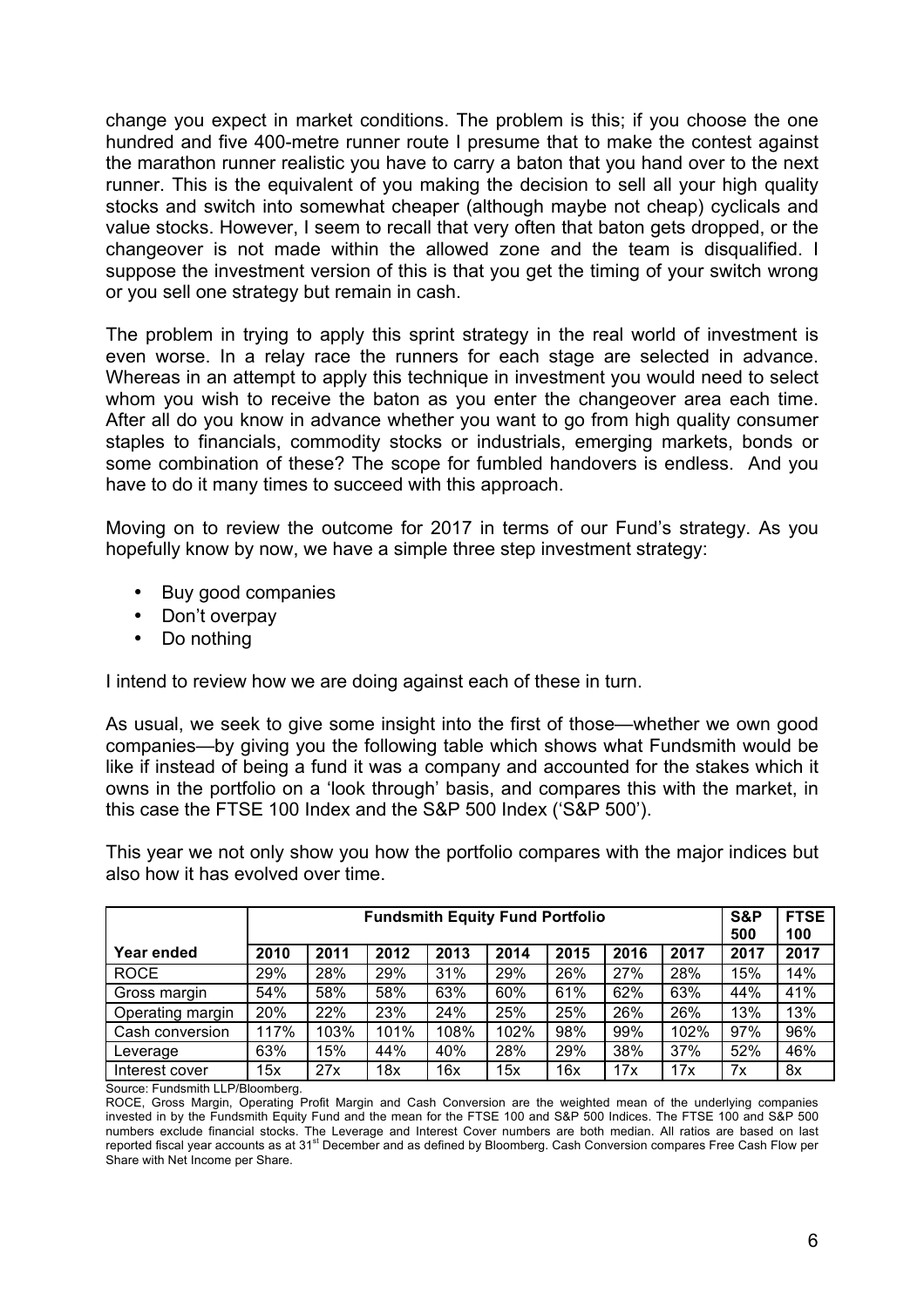change you expect in market conditions. The problem is this; if you choose the one hundred and five 400-metre runner route I presume that to make the contest against the marathon runner realistic you have to carry a baton that you hand over to the next runner. This is the equivalent of you making the decision to sell all your high quality stocks and switch into somewhat cheaper (although maybe not cheap) cyclicals and value stocks. However, I seem to recall that very often that baton gets dropped, or the changeover is not made within the allowed zone and the team is disqualified. I suppose the investment version of this is that you get the timing of your switch wrong or you sell one strategy but remain in cash.

The problem in trying to apply this sprint strategy in the real world of investment is even worse. In a relay race the runners for each stage are selected in advance. Whereas in an attempt to apply this technique in investment you would need to select whom you wish to receive the baton as you enter the changeover area each time. After all do you know in advance whether you want to go from high quality consumer staples to financials, commodity stocks or industrials, emerging markets, bonds or some combination of these? The scope for fumbled handovers is endless. And you have to do it many times to succeed with this approach.

Moving on to review the outcome for 2017 in terms of our Fund's strategy. As you hopefully know by now, we have a simple three step investment strategy:

- Buy good companies
- Don't overpay
- Do nothing

I intend to review how we are doing against each of these in turn.

As usual, we seek to give some insight into the first of those—whether we own good companies—by giving you the following table which shows what Fundsmith would be like if instead of being a fund it was a company and accounted for the stakes which it owns in the portfolio on a 'look through' basis, and compares this with the market, in this case the FTSE 100 Index and the S&P 500 Index ('S&P 500').

This year we not only show you how the portfolio compares with the major indices but also how it has evolved over time.

| | Fundsmith Equity Fund Portfolio | | | | | | | | S&P 500 | FTSE 100 |
|---|---|---|---|---|---|---|---|---|---|---|
| **Year ended** | **2010** | **2011** | **2012** | **2013** | **2014** | **2015** | **2016** | **2017** | **2017** | **2017** |
| ROCE | 29% | 28% | 29% | 31% | 29% | 26% | 27% | 28% | 15% | 14% |
| Gross margin | 54% | 58% | 58% | 63% | 60% | 61% | 62% | 63% | 44% | 41% |
| Operating margin | 20% | 22% | 23% | 24% | 25% | 25% | 26% | 26% | 13% | 13% |
| Cash conversion | 117% | 103% | 101% | 108% | 102% | 98% | 99% | 102% | 97% | 96% |
| Leverage | 63% | 15% | 44% | 40% | 28% | 29% | 38% | 37% | 52% | 46% |
| Interest cover | 15x | 27x | 18x | 16x | 15x | 16x | 17x | 17x | 7x | 8x |

Source: Fundsmith LLP/Bloomberg.

ROCE, Gross Margin, Operating Profit Margin and Cash Conversion are the weighted mean of the underlying companies invested in by the Fundsmith Equity Fund and the mean for the FTSE 100 and S&P 500 Indices. The FTSE 100 and S&P 500 numbers exclude financial stocks. The Leverage and Interest Cover numbers are both median. All ratios are based on last reported fiscal year accounts as at 31st December and as defined by Bloomberg. Cash Conversion compares Free Cash Flow per Share with Net Income per Share.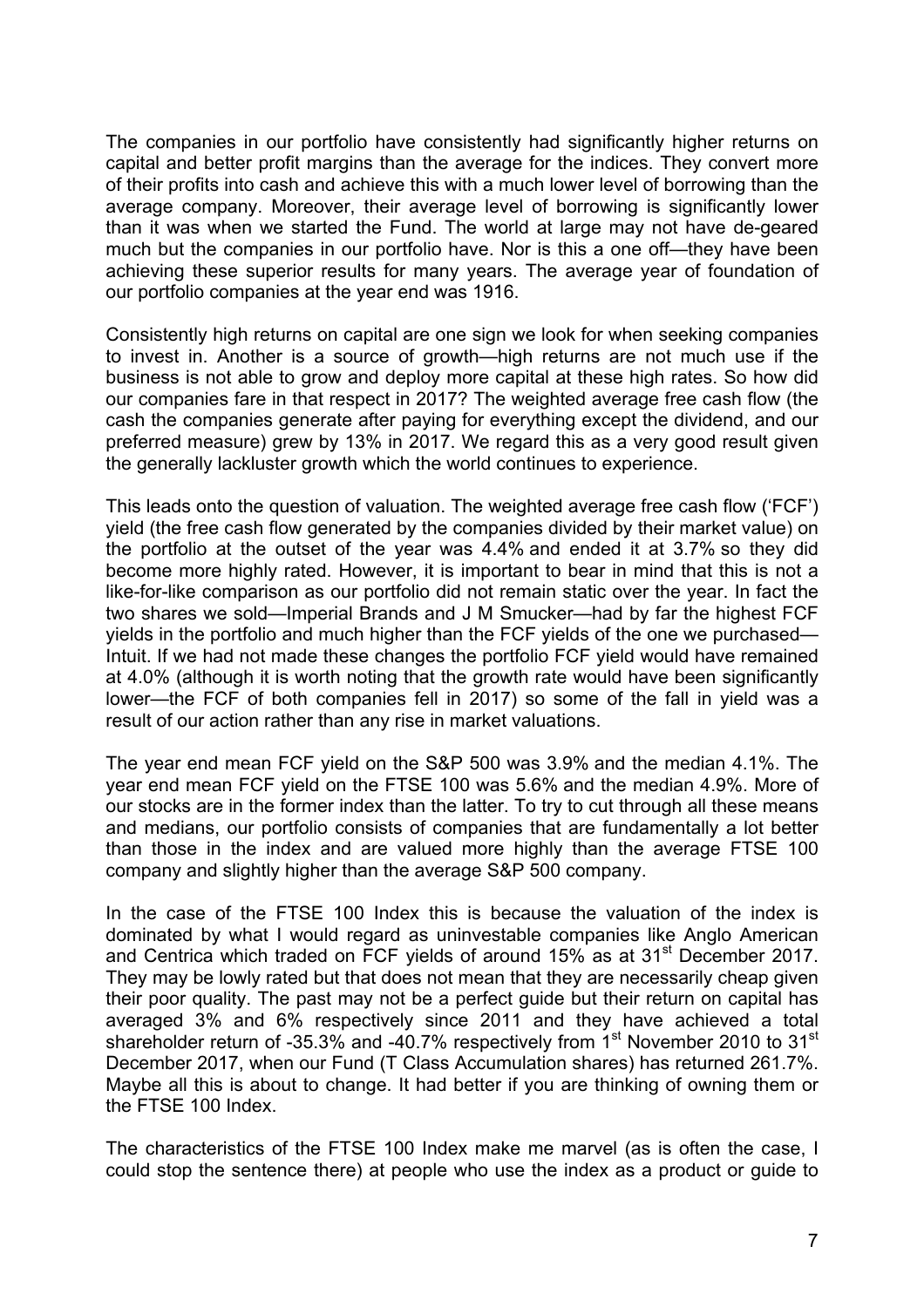The companies in our portfolio have consistently had significantly higher returns on capital and better profit margins than the average for the indices. They convert more of their profits into cash and achieve this with a much lower level of borrowing than the average company. Moreover, their average level of borrowing is significantly lower than it was when we started the Fund. The world at large may not have de-geared much but the companies in our portfolio have. Nor is this a one off—they have been achieving these superior results for many years. The average year of foundation of our portfolio companies at the year end was 1916.

Consistently high returns on capital are one sign we look for when seeking companies to invest in. Another is a source of growth—high returns are not much use if the business is not able to grow and deploy more capital at these high rates. So how did our companies fare in that respect in 2017? The weighted average free cash flow (the cash the companies generate after paying for everything except the dividend, and our preferred measure) grew by 13% in 2017. We regard this as a very good result given the generally lackluster growth which the world continues to experience.

This leads onto the question of valuation. The weighted average free cash flow ('FCF') yield (the free cash flow generated by the companies divided by their market value) on the portfolio at the outset of the year was 4.4% and ended it at 3.7% so they did become more highly rated. However, it is important to bear in mind that this is not a like-for-like comparison as our portfolio did not remain static over the year. In fact the two shares we sold—Imperial Brands and J M Smucker—had by far the highest FCF yields in the portfolio and much higher than the FCF yields of the one we purchased—Intuit. If we had not made these changes the portfolio FCF yield would have remained at 4.0% (although it is worth noting that the growth rate would have been significantly lower—the FCF of both companies fell in 2017) so some of the fall in yield was a result of our action rather than any rise in market valuations.

The year end mean FCF yield on the S&P 500 was 3.9% and the median 4.1%. The year end mean FCF yield on the FTSE 100 was 5.6% and the median 4.9%. More of our stocks are in the former index than the latter. To try to cut through all these means and medians, our portfolio consists of companies that are fundamentally a lot better than those in the index and are valued more highly than the average FTSE 100 company and slightly higher than the average S&P 500 company.

In the case of the FTSE 100 Index this is because the valuation of the index is dominated by what I would regard as uninvestable companies like Anglo American and Centrica which traded on FCF yields of around 15% as at 31st December 2017. They may be lowly rated but that does not mean that they are necessarily cheap given their poor quality. The past may not be a perfect guide but their return on capital has averaged 3% and 6% respectively since 2011 and they have achieved a total shareholder return of -35.3% and -40.7% respectively from 1st November 2010 to 31st December 2017, when our Fund (T Class Accumulation shares) has returned 261.7%. Maybe all this is about to change. It had better if you are thinking of owning them or the FTSE 100 Index.

The characteristics of the FTSE 100 Index make me marvel (as is often the case, I could stop the sentence there) at people who use the index as a product or guide to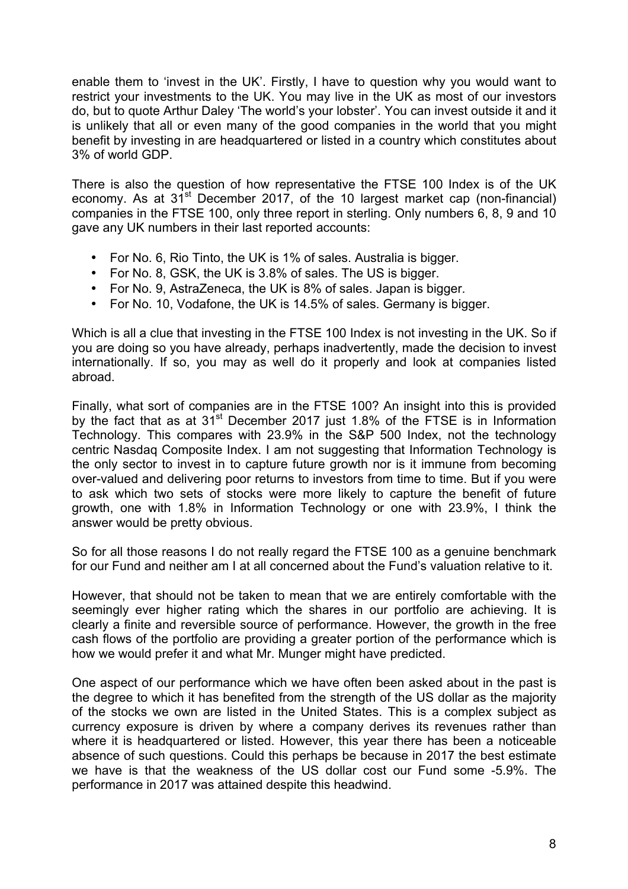enable them to 'invest in the UK'. Firstly, I have to question why you would want to restrict your investments to the UK. You may live in the UK as most of our investors do, but to quote Arthur Daley 'The world's your lobster'. You can invest outside it and it is unlikely that all or even many of the good companies in the world that you might benefit by investing in are headquartered or listed in a country which constitutes about 3% of world GDP.

There is also the question of how representative the FTSE 100 Index is of the UK economy. As at 31st December 2017, of the 10 largest market cap (non-financial) companies in the FTSE 100, only three report in sterling. Only numbers 6, 8, 9 and 10 gave any UK numbers in their last reported accounts:

- For No. 6, Rio Tinto, the UK is 1% of sales. Australia is bigger.
- For No. 8, GSK, the UK is 3.8% of sales. The US is bigger.
- For No. 9, AstraZeneca, the UK is 8% of sales. Japan is bigger.
- For No. 10, Vodafone, the UK is 14.5% of sales. Germany is bigger.

Which is all a clue that investing in the FTSE 100 Index is not investing in the UK. So if you are doing so you have already, perhaps inadvertently, made the decision to invest internationally. If so, you may as well do it properly and look at companies listed abroad.

Finally, what sort of companies are in the FTSE 100? An insight into this is provided by the fact that as at 31st December 2017 just 1.8% of the FTSE is in Information Technology. This compares with 23.9% in the S&P 500 Index, not the technology centric Nasdaq Composite Index. I am not suggesting that Information Technology is the only sector to invest in to capture future growth nor is it immune from becoming over-valued and delivering poor returns to investors from time to time. But if you were to ask which two sets of stocks were more likely to capture the benefit of future growth, one with 1.8% in Information Technology or one with 23.9%, I think the answer would be pretty obvious.

So for all those reasons I do not really regard the FTSE 100 as a genuine benchmark for our Fund and neither am I at all concerned about the Fund's valuation relative to it.

However, that should not be taken to mean that we are entirely comfortable with the seemingly ever higher rating which the shares in our portfolio are achieving. It is clearly a finite and reversible source of performance. However, the growth in the free cash flows of the portfolio are providing a greater portion of the performance which is how we would prefer it and what Mr. Munger might have predicted.

One aspect of our performance which we have often been asked about in the past is the degree to which it has benefited from the strength of the US dollar as the majority of the stocks we own are listed in the United States. This is a complex subject as currency exposure is driven by where a company derives its revenues rather than where it is headquartered or listed. However, this year there has been a noticeable absence of such questions. Could this perhaps be because in 2017 the best estimate we have is that the weakness of the US dollar cost our Fund some -5.9%. The performance in 2017 was attained despite this headwind.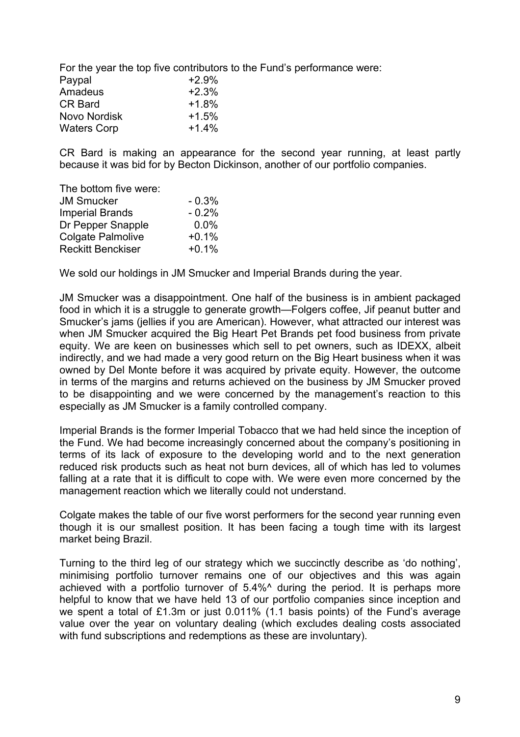For the year the top five contributors to the Fund's performance were:

| | |
|---|---|
| Paypal | +2.9% |
| Amadeus | +2.3% |
| CR Bard | +1.8% |
| Novo Nordisk | +1.5% |
| Waters Corp | +1.4% |

CR Bard is making an appearance for the second year running, at least partly because it was bid for by Becton Dickinson, another of our portfolio companies.

The bottom five were:

| | |
|---|---|
| JM Smucker | - 0.3% |
| Imperial Brands | - 0.2% |
| Dr Pepper Snapple | 0.0% |
| Colgate Palmolive | +0.1% |
| Reckitt Benckiser | +0.1% |

We sold our holdings in JM Smucker and Imperial Brands during the year.

JM Smucker was a disappointment. One half of the business is in ambient packaged food in which it is a struggle to generate growth—Folgers coffee, Jif peanut butter and Smucker's jams (jellies if you are American). However, what attracted our interest was when JM Smucker acquired the Big Heart Pet Brands pet food business from private equity. We are keen on businesses which sell to pet owners, such as IDEXX, albeit indirectly, and we had made a very good return on the Big Heart business when it was owned by Del Monte before it was acquired by private equity. However, the outcome in terms of the margins and returns achieved on the business by JM Smucker proved to be disappointing and we were concerned by the management's reaction to this especially as JM Smucker is a family controlled company.

Imperial Brands is the former Imperial Tobacco that we had held since the inception of the Fund. We had become increasingly concerned about the company's positioning in terms of its lack of exposure to the developing world and to the next generation reduced risk products such as heat not burn devices, all of which has led to volumes falling at a rate that it is difficult to cope with. We were even more concerned by the management reaction which we literally could not understand.

Colgate makes the table of our five worst performers for the second year running even though it is our smallest position. It has been facing a tough time with its largest market being Brazil.

Turning to the third leg of our strategy which we succinctly describe as 'do nothing', minimising portfolio turnover remains one of our objectives and this was again achieved with a portfolio turnover of 5.4%^ during the period. It is perhaps more helpful to know that we have held 13 of our portfolio companies since inception and we spent a total of £1.3m or just 0.011% (1.1 basis points) of the Fund's average value over the year on voluntary dealing (which excludes dealing costs associated with fund subscriptions and redemptions as these are involuntary).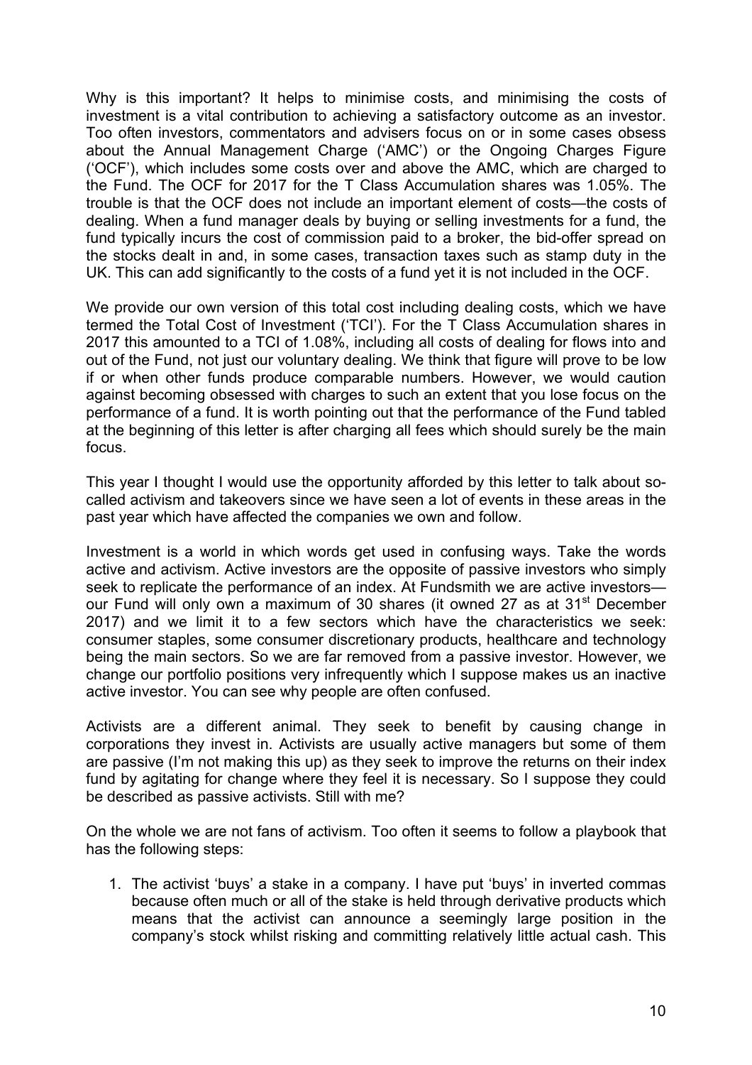Why is this important? It helps to minimise costs, and minimising the costs of investment is a vital contribution to achieving a satisfactory outcome as an investor. Too often investors, commentators and advisers focus on or in some cases obsess about the Annual Management Charge ('AMC') or the Ongoing Charges Figure ('OCF'), which includes some costs over and above the AMC, which are charged to the Fund. The OCF for 2017 for the T Class Accumulation shares was 1.05%. The trouble is that the OCF does not include an important element of costs—the costs of dealing. When a fund manager deals by buying or selling investments for a fund, the fund typically incurs the cost of commission paid to a broker, the bid-offer spread on the stocks dealt in and, in some cases, transaction taxes such as stamp duty in the UK. This can add significantly to the costs of a fund yet it is not included in the OCF.

We provide our own version of this total cost including dealing costs, which we have termed the Total Cost of Investment ('TCI'). For the T Class Accumulation shares in 2017 this amounted to a TCI of 1.08%, including all costs of dealing for flows into and out of the Fund, not just our voluntary dealing. We think that figure will prove to be low if or when other funds produce comparable numbers. However, we would caution against becoming obsessed with charges to such an extent that you lose focus on the performance of a fund. It is worth pointing out that the performance of the Fund tabled at the beginning of this letter is after charging all fees which should surely be the main focus.

This year I thought I would use the opportunity afforded by this letter to talk about so-called activism and takeovers since we have seen a lot of events in these areas in the past year which have affected the companies we own and follow.

Investment is a world in which words get used in confusing ways. Take the words active and activism. Active investors are the opposite of passive investors who simply seek to replicate the performance of an index. At Fundsmith we are active investors—our Fund will only own a maximum of 30 shares (it owned 27 as at 31st December 2017) and we limit it to a few sectors which have the characteristics we seek: consumer staples, some consumer discretionary products, healthcare and technology being the main sectors. So we are far removed from a passive investor. However, we change our portfolio positions very infrequently which I suppose makes us an inactive active investor. You can see why people are often confused.

Activists are a different animal. They seek to benefit by causing change in corporations they invest in. Activists are usually active managers but some of them are passive (I'm not making this up) as they seek to improve the returns on their index fund by agitating for change where they feel it is necessary. So I suppose they could be described as passive activists. Still with me?

On the whole we are not fans of activism. Too often it seems to follow a playbook that has the following steps:

1. The activist 'buys' a stake in a company. I have put 'buys' in inverted commas because often much or all of the stake is held through derivative products which means that the activist can announce a seemingly large position in the company's stock whilst risking and committing relatively little actual cash. This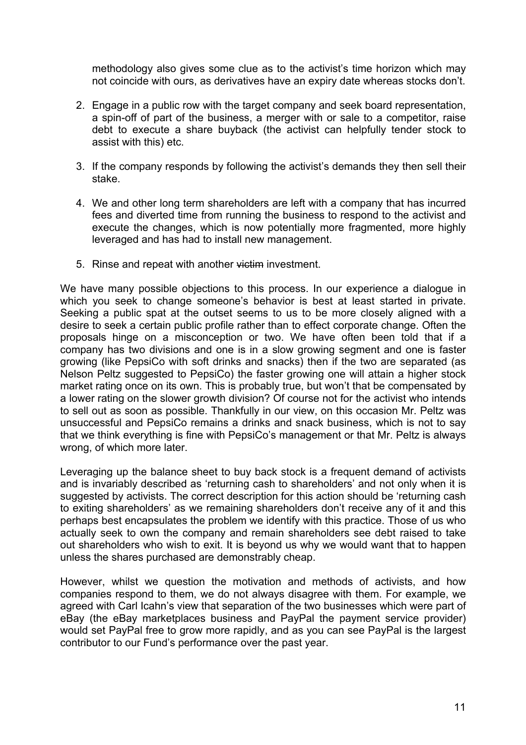methodology also gives some clue as to the activist's time horizon which may not coincide with ours, as derivatives have an expiry date whereas stocks don't.

2. Engage in a public row with the target company and seek board representation, a spin-off of part of the business, a merger with or sale to a competitor, raise debt to execute a share buyback (the activist can helpfully tender stock to assist with this) etc.

3. If the company responds by following the activist's demands they then sell their stake.

4. We and other long term shareholders are left with a company that has incurred fees and diverted time from running the business to respond to the activist and execute the changes, which is now potentially more fragmented, more highly leveraged and has had to install new management.

5. Rinse and repeat with another ~~victim~~ investment.

We have many possible objections to this process. In our experience a dialogue in which you seek to change someone's behavior is best at least started in private. Seeking a public spat at the outset seems to us to be more closely aligned with a desire to seek a certain public profile rather than to effect corporate change. Often the proposals hinge on a misconception or two. We have often been told that if a company has two divisions and one is in a slow growing segment and one is faster growing (like PepsiCo with soft drinks and snacks) then if the two are separated (as Nelson Peltz suggested to PepsiCo) the faster growing one will attain a higher stock market rating once on its own. This is probably true, but won't that be compensated by a lower rating on the slower growth division? Of course not for the activist who intends to sell out as soon as possible. Thankfully in our view, on this occasion Mr. Peltz was unsuccessful and PepsiCo remains a drinks and snack business, which is not to say that we think everything is fine with PepsiCo's management or that Mr. Peltz is always wrong, of which more later.

Leveraging up the balance sheet to buy back stock is a frequent demand of activists and is invariably described as 'returning cash to shareholders' and not only when it is suggested by activists. The correct description for this action should be 'returning cash to exiting shareholders' as we remaining shareholders don't receive any of it and this perhaps best encapsulates the problem we identify with this practice. Those of us who actually seek to own the company and remain shareholders see debt raised to take out shareholders who wish to exit. It is beyond us why we would want that to happen unless the shares purchased are demonstrably cheap.

However, whilst we question the motivation and methods of activists, and how companies respond to them, we do not always disagree with them. For example, we agreed with Carl Icahn's view that separation of the two businesses which were part of eBay (the eBay marketplaces business and PayPal the payment service provider) would set PayPal free to grow more rapidly, and as you can see PayPal is the largest contributor to our Fund's performance over the past year.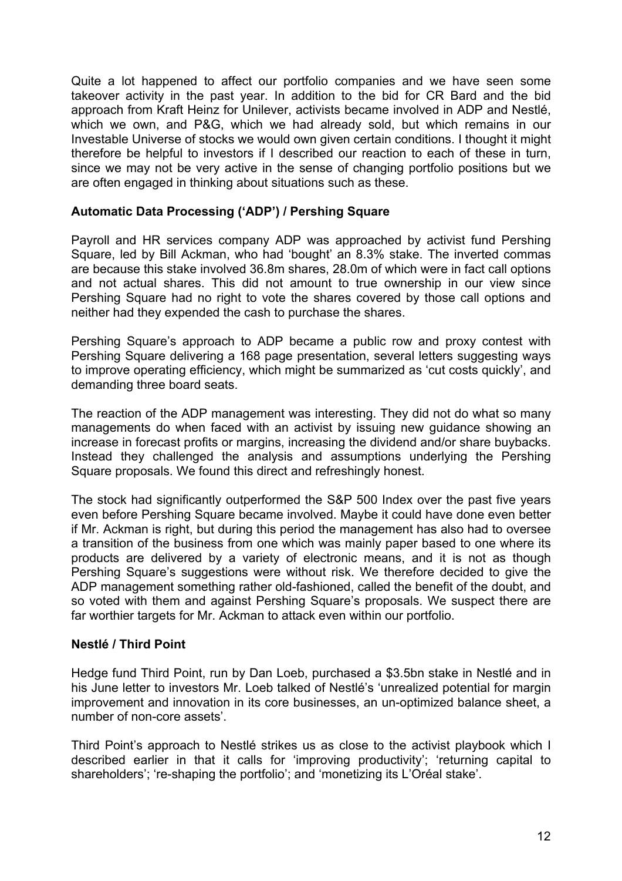Quite a lot happened to affect our portfolio companies and we have seen some takeover activity in the past year. In addition to the bid for CR Bard and the bid approach from Kraft Heinz for Unilever, activists became involved in ADP and Nestlé, which we own, and P&G, which we had already sold, but which remains in our Investable Universe of stocks we would own given certain conditions. I thought it might therefore be helpful to investors if I described our reaction to each of these in turn, since we may not be very active in the sense of changing portfolio positions but we are often engaged in thinking about situations such as these.

**Automatic Data Processing ('ADP') / Pershing Square**

Payroll and HR services company ADP was approached by activist fund Pershing Square, led by Bill Ackman, who had 'bought' an 8.3% stake. The inverted commas are because this stake involved 36.8m shares, 28.0m of which were in fact call options and not actual shares. This did not amount to true ownership in our view since Pershing Square had no right to vote the shares covered by those call options and neither had they expended the cash to purchase the shares.

Pershing Square's approach to ADP became a public row and proxy contest with Pershing Square delivering a 168 page presentation, several letters suggesting ways to improve operating efficiency, which might be summarized as 'cut costs quickly', and demanding three board seats.

The reaction of the ADP management was interesting. They did not do what so many managements do when faced with an activist by issuing new guidance showing an increase in forecast profits or margins, increasing the dividend and/or share buybacks. Instead they challenged the analysis and assumptions underlying the Pershing Square proposals. We found this direct and refreshingly honest.

The stock had significantly outperformed the S&P 500 Index over the past five years even before Pershing Square became involved. Maybe it could have done even better if Mr. Ackman is right, but during this period the management has also had to oversee a transition of the business from one which was mainly paper based to one where its products are delivered by a variety of electronic means, and it is not as though Pershing Square's suggestions were without risk. We therefore decided to give the ADP management something rather old-fashioned, called the benefit of the doubt, and so voted with them and against Pershing Square's proposals. We suspect there are far worthier targets for Mr. Ackman to attack even within our portfolio.

**Nestlé / Third Point**

Hedge fund Third Point, run by Dan Loeb, purchased a $3.5bn stake in Nestlé and in his June letter to investors Mr. Loeb talked of Nestlé's 'unrealized potential for margin improvement and innovation in its core businesses, an un-optimized balance sheet, a number of non-core assets'.

Third Point's approach to Nestlé strikes us as close to the activist playbook which I described earlier in that it calls for 'improving productivity'; 'returning capital to shareholders'; 're-shaping the portfolio'; and 'monetizing its L'Oréal stake'.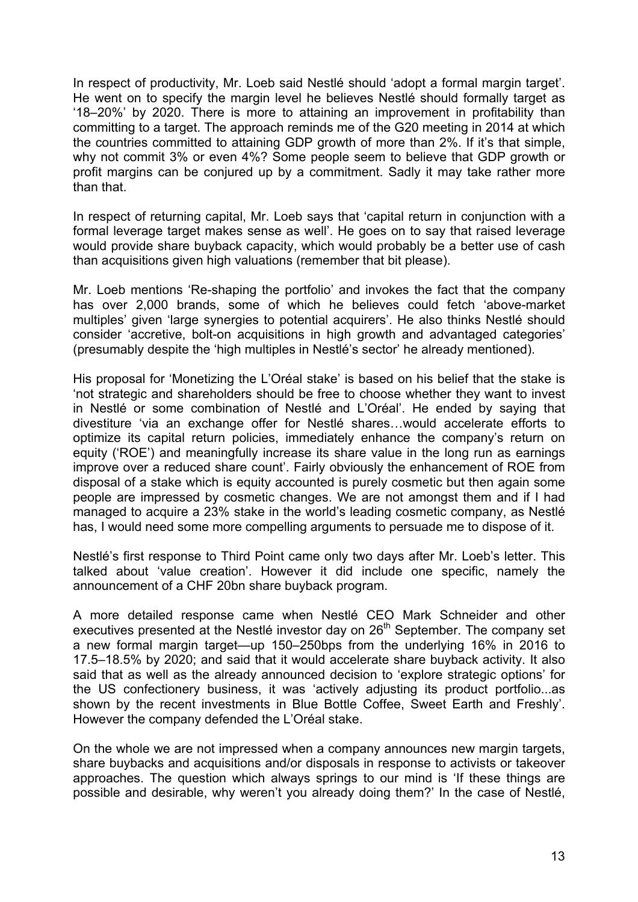In respect of productivity, Mr. Loeb said Nestlé should 'adopt a formal margin target'. He went on to specify the margin level he believes Nestlé should formally target as '18–20%' by 2020. There is more to attaining an improvement in profitability than committing to a target. The approach reminds me of the G20 meeting in 2014 at which the countries committed to attaining GDP growth of more than 2%. If it's that simple, why not commit 3% or even 4%? Some people seem to believe that GDP growth or profit margins can be conjured up by a commitment. Sadly it may take rather more than that.

In respect of returning capital, Mr. Loeb says that 'capital return in conjunction with a formal leverage target makes sense as well'. He goes on to say that raised leverage would provide share buyback capacity, which would probably be a better use of cash than acquisitions given high valuations (remember that bit please).

Mr. Loeb mentions 'Re-shaping the portfolio' and invokes the fact that the company has over 2,000 brands, some of which he believes could fetch 'above-market multiples' given 'large synergies to potential acquirers'. He also thinks Nestlé should consider 'accretive, bolt-on acquisitions in high growth and advantaged categories' (presumably despite the 'high multiples in Nestlé's sector' he already mentioned).

His proposal for 'Monetizing the L'Oréal stake' is based on his belief that the stake is 'not strategic and shareholders should be free to choose whether they want to invest in Nestlé or some combination of Nestlé and L'Oréal'. He ended by saying that divestiture 'via an exchange offer for Nestlé shares…would accelerate efforts to optimize its capital return policies, immediately enhance the company's return on equity ('ROE') and meaningfully increase its share value in the long run as earnings improve over a reduced share count'. Fairly obviously the enhancement of ROE from disposal of a stake which is equity accounted is purely cosmetic but then again some people are impressed by cosmetic changes. We are not amongst them and if I had managed to acquire a 23% stake in the world's leading cosmetic company, as Nestlé has, I would need some more compelling arguments to persuade me to dispose of it.

Nestlé's first response to Third Point came only two days after Mr. Loeb's letter. This talked about 'value creation'. However it did include one specific, namely the announcement of a CHF 20bn share buyback program.

A more detailed response came when Nestlé CEO Mark Schneider and other executives presented at the Nestlé investor day on 26th September. The company set a new formal margin target—up 150–250bps from the underlying 16% in 2016 to 17.5–18.5% by 2020; and said that it would accelerate share buyback activity. It also said that as well as the already announced decision to 'explore strategic options' for the US confectionery business, it was 'actively adjusting its product portfolio...as shown by the recent investments in Blue Bottle Coffee, Sweet Earth and Freshly'. However the company defended the L'Oréal stake.

On the whole we are not impressed when a company announces new margin targets, share buybacks and acquisitions and/or disposals in response to activists or takeover approaches. The question which always springs to our mind is 'If these things are possible and desirable, why weren't you already doing them?' In the case of Nestlé,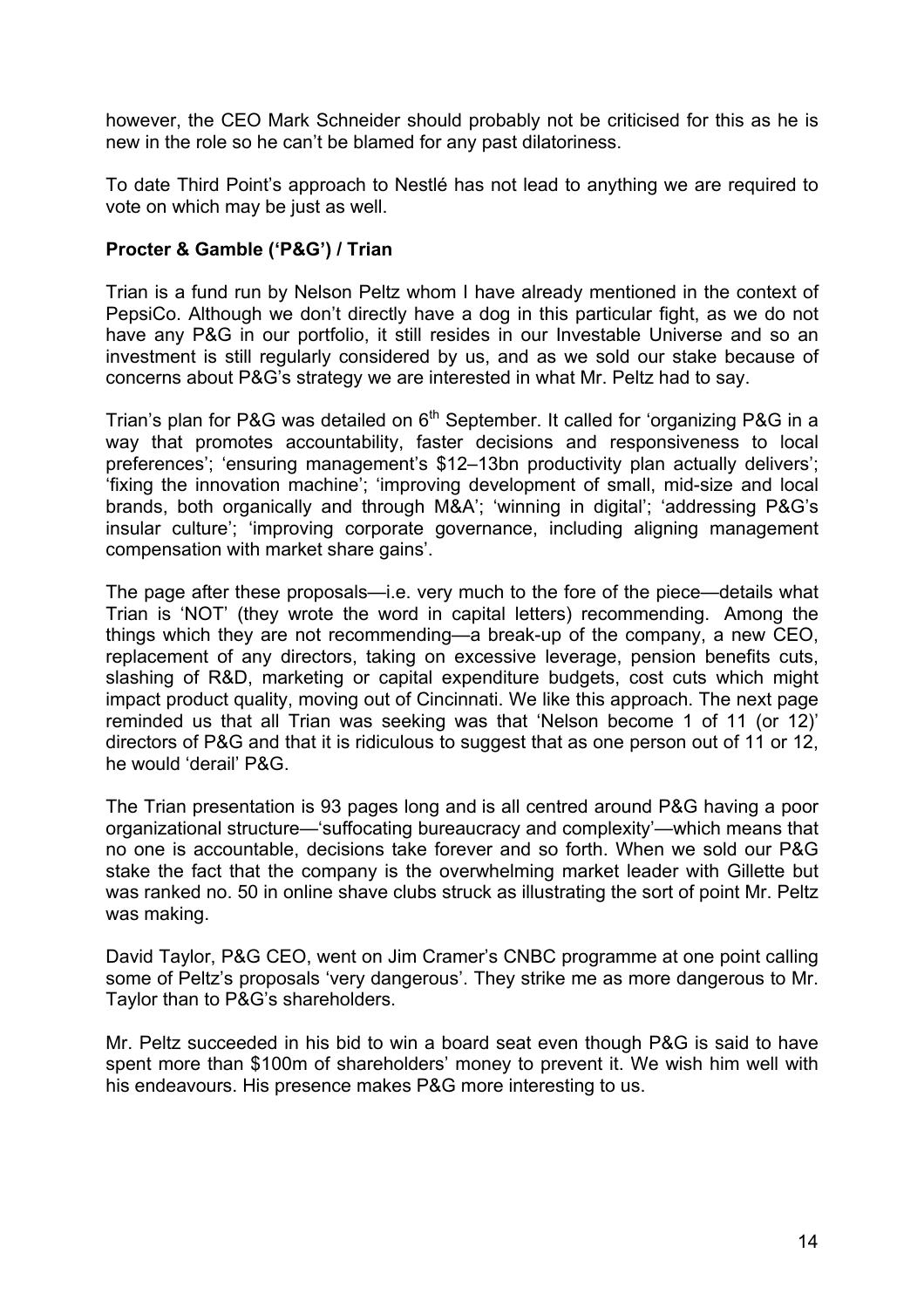however, the CEO Mark Schneider should probably not be criticised for this as he is new in the role so he can't be blamed for any past dilatoriness.

To date Third Point's approach to Nestlé has not lead to anything we are required to vote on which may be just as well.

**Procter & Gamble ('P&G') / Trian**

Trian is a fund run by Nelson Peltz whom I have already mentioned in the context of PepsiCo. Although we don't directly have a dog in this particular fight, as we do not have any P&G in our portfolio, it still resides in our Investable Universe and so an investment is still regularly considered by us, and as we sold our stake because of concerns about P&G's strategy we are interested in what Mr. Peltz had to say.

Trian's plan for P&G was detailed on 6th September. It called for 'organizing P&G in a way that promotes accountability, faster decisions and responsiveness to local preferences'; 'ensuring management's $12–13bn productivity plan actually delivers'; 'fixing the innovation machine'; 'improving development of small, mid-size and local brands, both organically and through M&A'; 'winning in digital'; 'addressing P&G's insular culture'; 'improving corporate governance, including aligning management compensation with market share gains'.

The page after these proposals—i.e. very much to the fore of the piece—details what Trian is 'NOT' (they wrote the word in capital letters) recommending. Among the things which they are not recommending—a break-up of the company, a new CEO, replacement of any directors, taking on excessive leverage, pension benefits cuts, slashing of R&D, marketing or capital expenditure budgets, cost cuts which might impact product quality, moving out of Cincinnati. We like this approach. The next page reminded us that all Trian was seeking was that 'Nelson become 1 of 11 (or 12)' directors of P&G and that it is ridiculous to suggest that as one person out of 11 or 12, he would 'derail' P&G.

The Trian presentation is 93 pages long and is all centred around P&G having a poor organizational structure—'suffocating bureaucracy and complexity'—which means that no one is accountable, decisions take forever and so forth. When we sold our P&G stake the fact that the company is the overwhelming market leader with Gillette but was ranked no. 50 in online shave clubs struck as illustrating the sort of point Mr. Peltz was making.

David Taylor, P&G CEO, went on Jim Cramer's CNBC programme at one point calling some of Peltz's proposals 'very dangerous'. They strike me as more dangerous to Mr. Taylor than to P&G's shareholders.

Mr. Peltz succeeded in his bid to win a board seat even though P&G is said to have spent more than $100m of shareholders' money to prevent it. We wish him well with his endeavours. His presence makes P&G more interesting to us.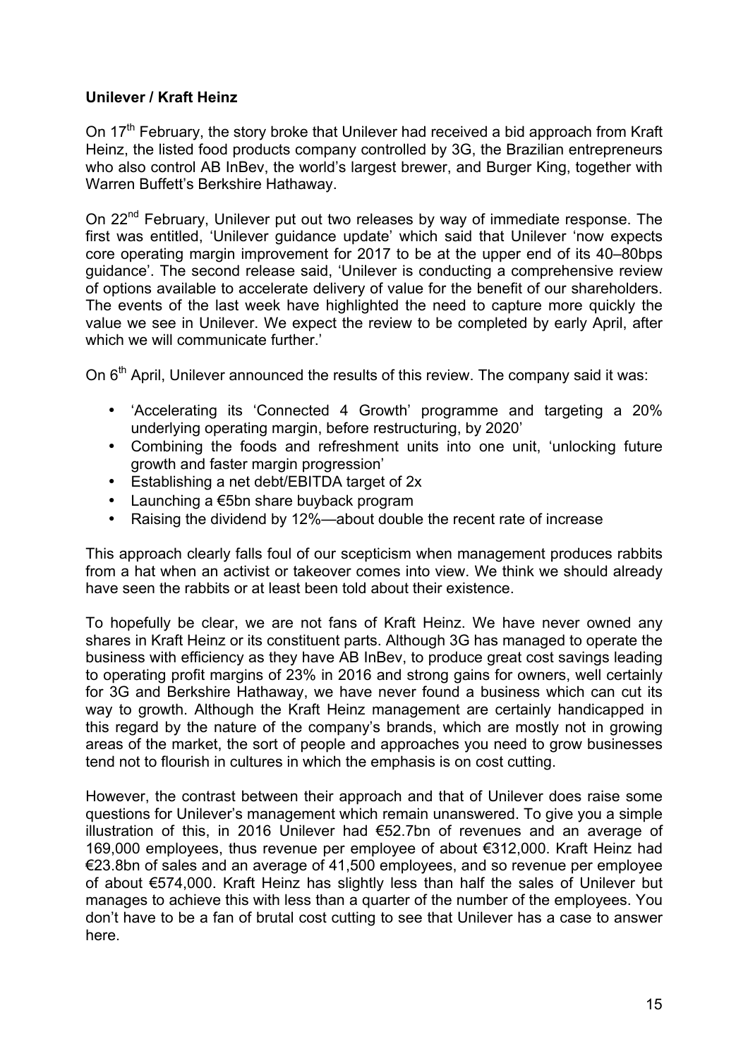**Unilever / Kraft Heinz**

On 17th February, the story broke that Unilever had received a bid approach from Kraft Heinz, the listed food products company controlled by 3G, the Brazilian entrepreneurs who also control AB InBev, the world's largest brewer, and Burger King, together with Warren Buffett's Berkshire Hathaway.

On 22nd February, Unilever put out two releases by way of immediate response. The first was entitled, 'Unilever guidance update' which said that Unilever 'now expects core operating margin improvement for 2017 to be at the upper end of its 40–80bps guidance'. The second release said, 'Unilever is conducting a comprehensive review of options available to accelerate delivery of value for the benefit of our shareholders. The events of the last week have highlighted the need to capture more quickly the value we see in Unilever. We expect the review to be completed by early April, after which we will communicate further.'

On 6th April, Unilever announced the results of this review. The company said it was:

- 'Accelerating its 'Connected 4 Growth' programme and targeting a 20% underlying operating margin, before restructuring, by 2020'
- Combining the foods and refreshment units into one unit, 'unlocking future growth and faster margin progression'
- Establishing a net debt/EBITDA target of 2x
- Launching a €5bn share buyback program
- Raising the dividend by 12%—about double the recent rate of increase

This approach clearly falls foul of our scepticism when management produces rabbits from a hat when an activist or takeover comes into view. We think we should already have seen the rabbits or at least been told about their existence.

To hopefully be clear, we are not fans of Kraft Heinz. We have never owned any shares in Kraft Heinz or its constituent parts. Although 3G has managed to operate the business with efficiency as they have AB InBev, to produce great cost savings leading to operating profit margins of 23% in 2016 and strong gains for owners, well certainly for 3G and Berkshire Hathaway, we have never found a business which can cut its way to growth. Although the Kraft Heinz management are certainly handicapped in this regard by the nature of the company's brands, which are mostly not in growing areas of the market, the sort of people and approaches you need to grow businesses tend not to flourish in cultures in which the emphasis is on cost cutting.

However, the contrast between their approach and that of Unilever does raise some questions for Unilever's management which remain unanswered. To give you a simple illustration of this, in 2016 Unilever had €52.7bn of revenues and an average of 169,000 employees, thus revenue per employee of about €312,000. Kraft Heinz had €23.8bn of sales and an average of 41,500 employees, and so revenue per employee of about €574,000. Kraft Heinz has slightly less than half the sales of Unilever but manages to achieve this with less than a quarter of the number of the employees. You don't have to be a fan of brutal cost cutting to see that Unilever has a case to answer here.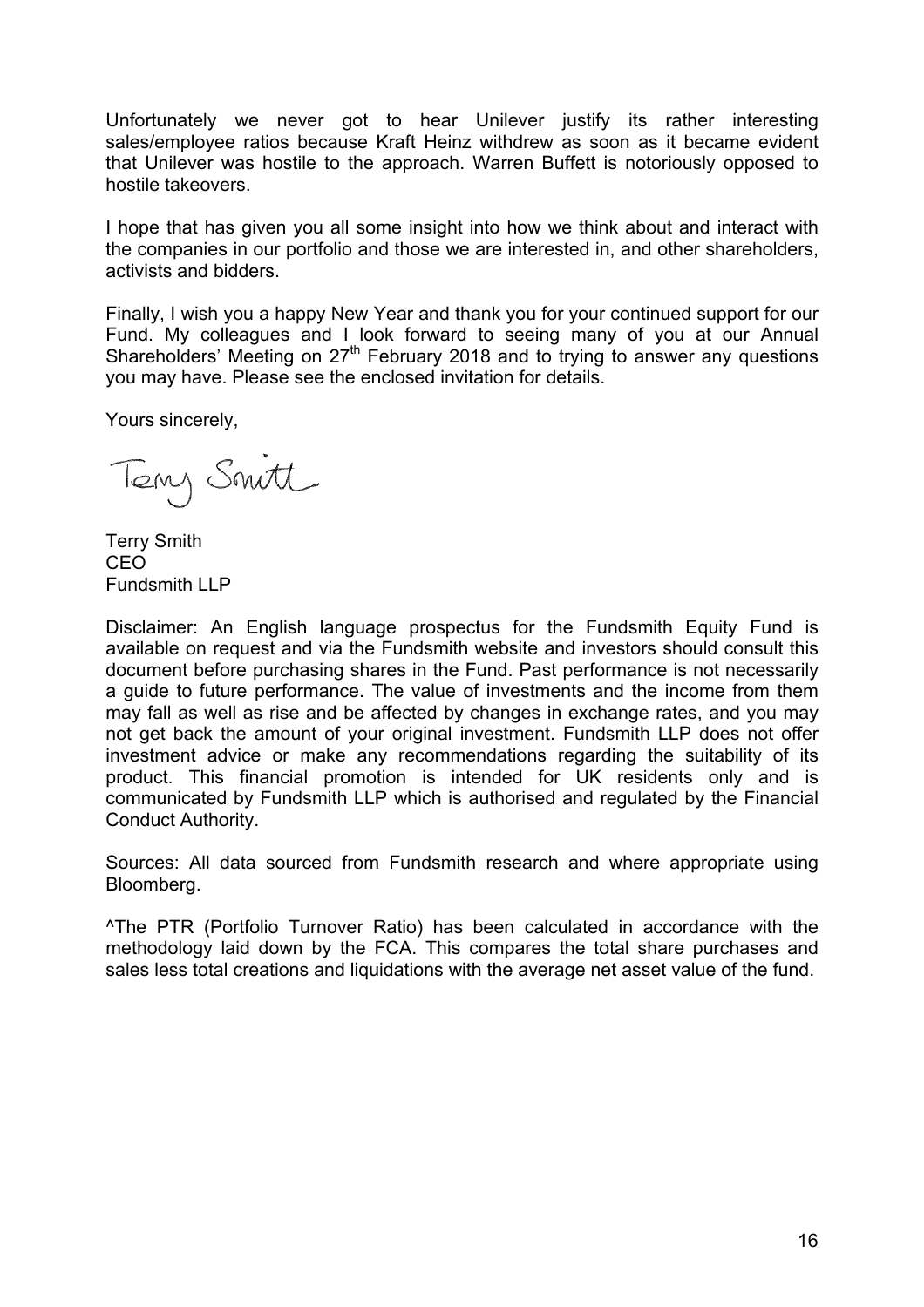Unfortunately we never got to hear Unilever justify its rather interesting sales/employee ratios because Kraft Heinz withdrew as soon as it became evident that Unilever was hostile to the approach. Warren Buffett is notoriously opposed to hostile takeovers.

I hope that has given you all some insight into how we think about and interact with the companies in our portfolio and those we are interested in, and other shareholders, activists and bidders.

Finally, I wish you a happy New Year and thank you for your continued support for our Fund. My colleagues and I look forward to seeing many of you at our Annual Shareholders' Meeting on 27th February 2018 and to trying to answer any questions you may have. Please see the enclosed invitation for details.

Yours sincerely,

Terry Smith
CEO
Fundsmith LLP

Disclaimer: An English language prospectus for the Fundsmith Equity Fund is available on request and via the Fundsmith website and investors should consult this document before purchasing shares in the Fund. Past performance is not necessarily a guide to future performance. The value of investments and the income from them may fall as well as rise and be affected by changes in exchange rates, and you may not get back the amount of your original investment. Fundsmith LLP does not offer investment advice or make any recommendations regarding the suitability of its product. This financial promotion is intended for UK residents only and is communicated by Fundsmith LLP which is authorised and regulated by the Financial Conduct Authority.

Sources: All data sourced from Fundsmith research and where appropriate using Bloomberg.

^The PTR (Portfolio Turnover Ratio) has been calculated in accordance with the methodology laid down by the FCA. This compares the total share purchases and sales less total creations and liquidations with the average net asset value of the fund.